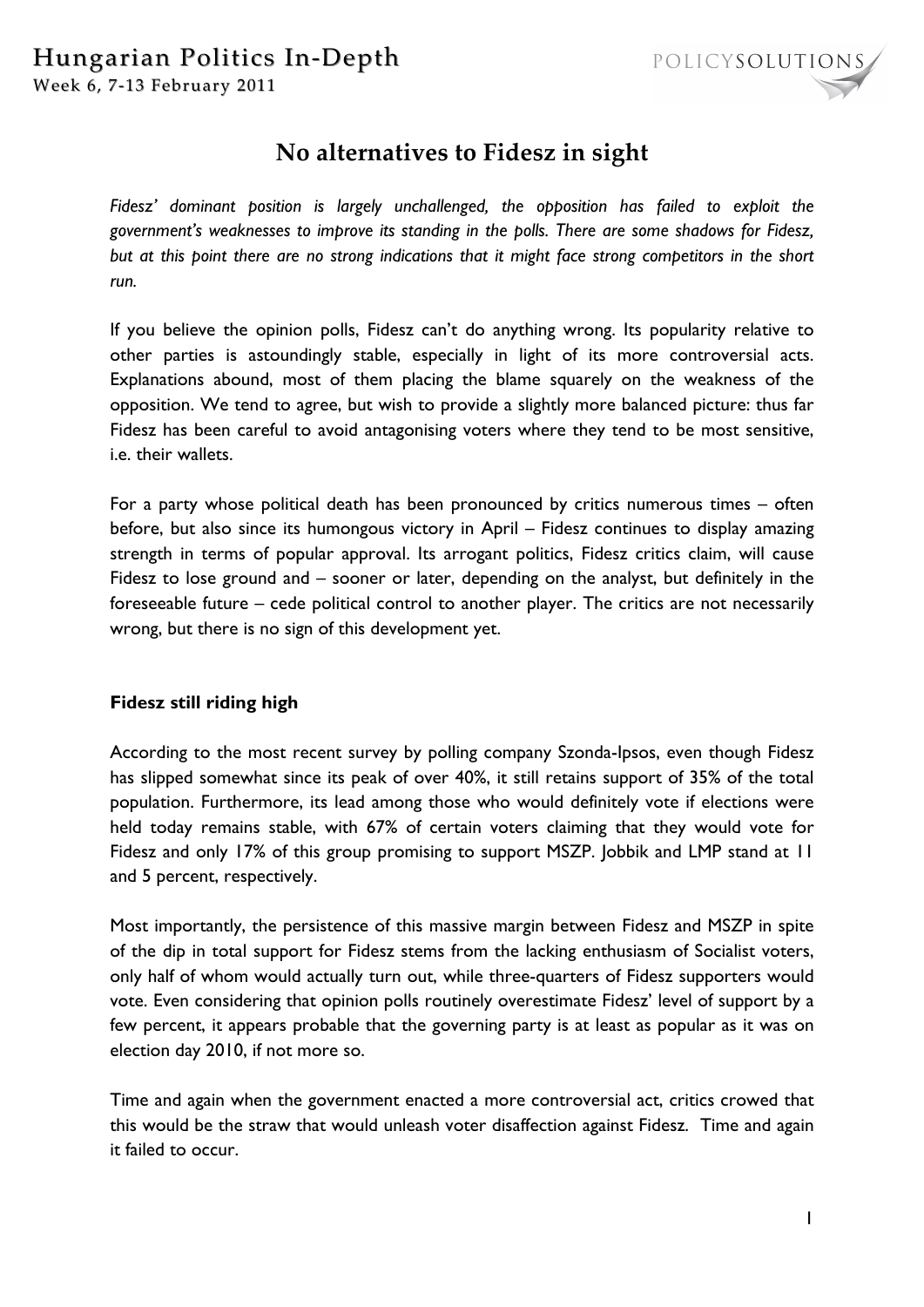# No alternatives to Fidesz in sight

*Fidesz' dominant position is largely unchallenged, the opposition has failed to exploit the government's weaknesses to improve its standing in the polls. There are some shadows for Fidesz, but at this point there are no strong indications that it might face strong competitors in the short run.*

If you believe the opinion polls, Fidesz can't do anything wrong. Its popularity relative to other parties is astoundingly stable, especially in light of its more controversial acts. Explanations abound, most of them placing the blame squarely on the weakness of the opposition. We tend to agree, but wish to provide a slightly more balanced picture: thus far Fidesz has been careful to avoid antagonising voters where they tend to be most sensitive, i.e. their wallets.

For a party whose political death has been pronounced by critics numerous times – often before, but also since its humongous victory in April – Fidesz continues to display amazing strength in terms of popular approval. Its arrogant politics, Fidesz critics claim, will cause Fidesz to lose ground and – sooner or later, depending on the analyst, but definitely in the foreseeable future – cede political control to another player. The critics are not necessarily wrong, but there is no sign of this development yet.

## Fidesz still riding high

According to the most recent survey by polling company Szonda-Ipsos, even though Fidesz has slipped somewhat since its peak of over 40%, it still retains support of 35% of the total population. Furthermore, its lead among those who would definitely vote if elections were held today remains stable, with 67% of certain voters claiming that they would vote for Fidesz and only 17% of this group promising to support MSZP. Jobbik and LMP stand at 11 and 5 percent, respectively.

Most importantly, the persistence of this massive margin between Fidesz and MSZP in spite of the dip in total support for Fidesz stems from the lacking enthusiasm of Socialist voters, only half of whom would actually turn out, while three-quarters of Fidesz supporters would vote. Even considering that opinion polls routinely overestimate Fidesz' level of support by a few percent, it appears probable that the governing party is at least as popular as it was on election day 2010, if not more so.

Time and again when the government enacted a more controversial act, critics crowed that this would be the straw that would unleash voter disaffection against Fidesz. Time and again it failed to occur.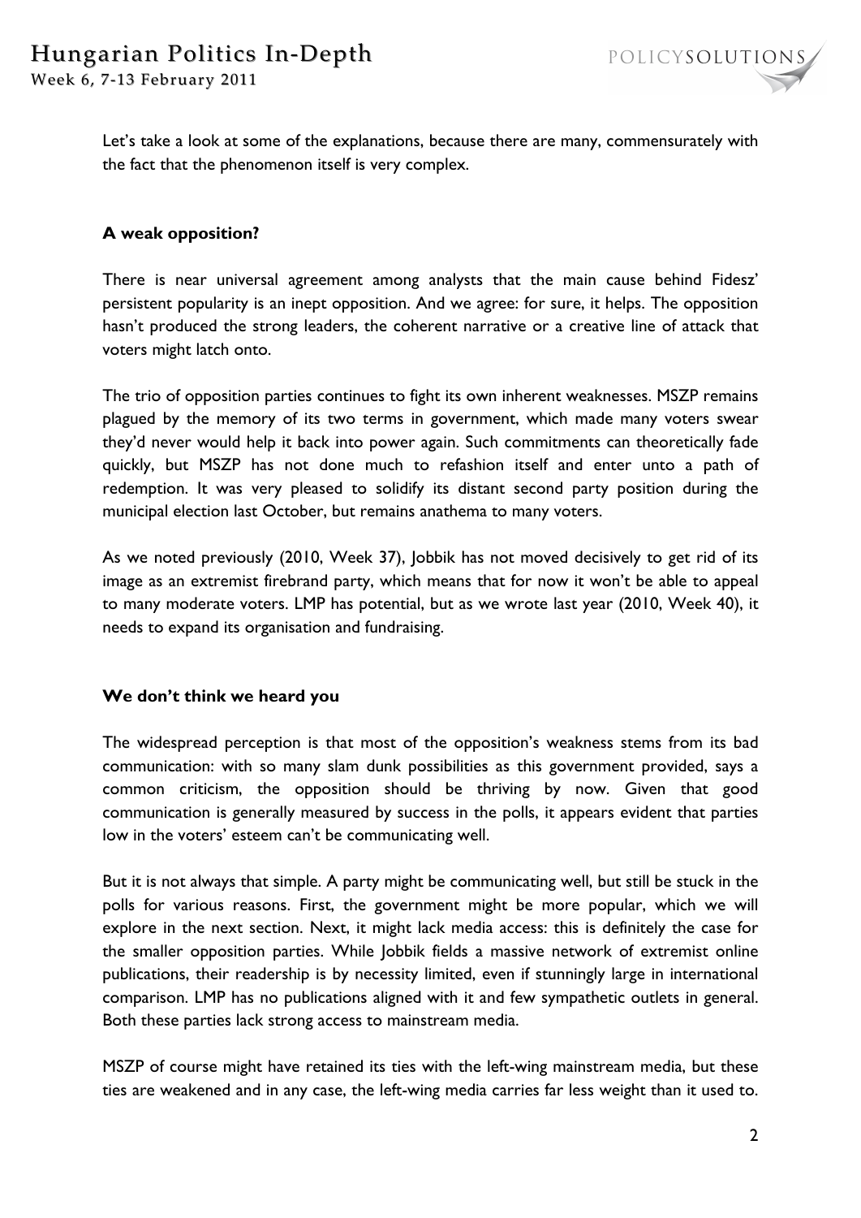Let's take a look at some of the explanations, because there are many, commensurately with the fact that the phenomenon itself is very complex.

### A weak opposition?

There is near universal agreement among analysts that the main cause behind Fidesz' persistent popularity is an inept opposition. And we agree: for sure, it helps. The opposition hasn't produced the strong leaders, the coherent narrative or a creative line of attack that voters might latch onto.

The trio of opposition parties continues to fight its own inherent weaknesses. MSZP remains plagued by the memory of its two terms in government, which made many voters swear they'd never would help it back into power again. Such commitments can theoretically fade quickly, but MSZP has not done much to refashion itself and enter unto a path of redemption. It was very pleased to solidify its distant second party position during the municipal election last October, but remains anathema to many voters.

As we noted previously (2010, Week 37), Jobbik has not moved decisively to get rid of its image as an extremist firebrand party, which means that for now it won't be able to appeal to many moderate voters. LMP has potential, but as we wrote last year (2010, Week 40), it needs to expand its organisation and fundraising.

### We don't think we heard you

The widespread perception is that most of the opposition's weakness stems from its bad communication: with so many slam dunk possibilities as this government provided, says a common criticism, the opposition should be thriving by now. Given that good communication is generally measured by success in the polls, it appears evident that parties low in the voters' esteem can't be communicating well.

But it is not always that simple. A party might be communicating well, but still be stuck in the polls for various reasons. First, the government might be more popular, which we will explore in the next section. Next, it might lack media access: this is definitely the case for the smaller opposition parties. While Jobbik fields a massive network of extremist online publications, their readership is by necessity limited, even if stunningly large in international comparison. LMP has no publications aligned with it and few sympathetic outlets in general. Both these parties lack strong access to mainstream media.

MSZP of course might have retained its ties with the left-wing mainstream media, but these ties are weakened and in any case, the left-wing media carries far less weight than it used to.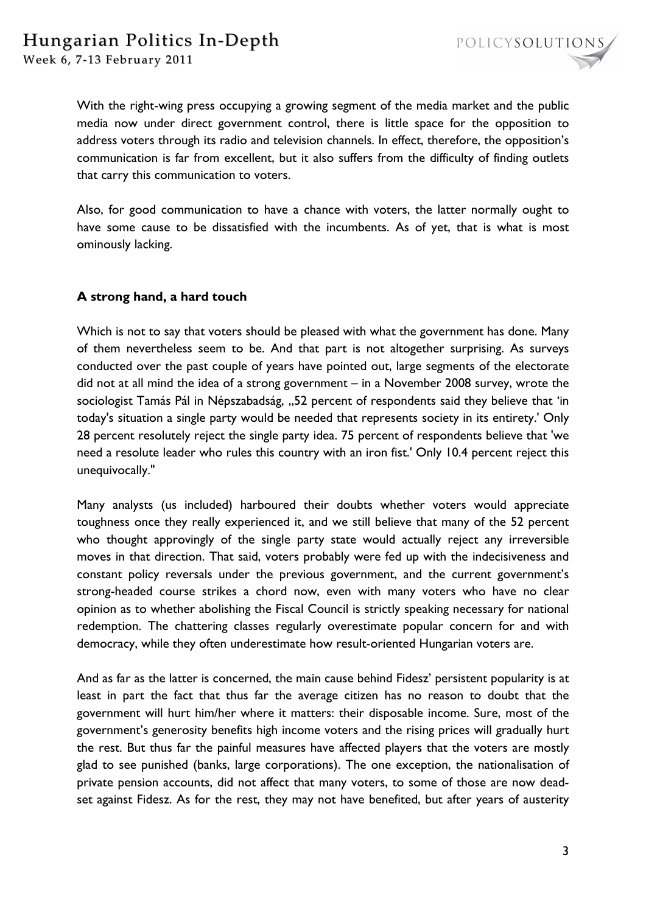With the right-wing press occupying a growing segment of the media market and the public media now under direct government control, there is little space for the opposition to address voters through its radio and television channels. In effect, therefore, the opposition's communication is far from excellent, but it also suffers from the difficulty of finding outlets that carry this communication to voters.

Also, for good communication to have a chance with voters, the latter normally ought to have some cause to be dissatisfied with the incumbents. As of yet, that is what is most ominously lacking.

**A strong hand, a hard touch**

Which is not to say that voters should be pleased with what the government has done. Many of them nevertheless seem to be. And that part is not altogether surprising. As surveys conducted over the past couple of years have pointed out, large segments of the electorate did not at all mind the idea of a strong government – in a November 2008 survey, wrote the sociologist Tamás Pál in Népszabadság, „52 percent of respondents said they believe that 'in today's situation a single party would be needed that represents society in its entirety.' Only 28 percent resolutely reject the single party idea. 75 percent of respondents believe that 'we need a resolute leader who rules this country with an iron fist.' Only 10.4 percent reject this unequivocally."

Many analysts (us included) harboured their doubts whether voters would appreciate toughness once they really experienced it, and we still believe that many of the 52 percent who thought approvingly of the single party state would actually reject any irreversible moves in that direction. That said, voters probably were fed up with the indecisiveness and constant policy reversals under the previous government, and the current government's strong-headed course strikes a chord now, even with many voters who have no clear opinion as to whether abolishing the Fiscal Council is strictly speaking necessary for national redemption. The chattering classes regularly overestimate popular concern for and with democracy, while they often underestimate how result-oriented Hungarian voters are.

And as far as the latter is concerned, the main cause behind Fidesz' persistent popularity is at least in part the fact that thus far the average citizen has no reason to doubt that the government will hurt him/her where it matters: their disposable income. Sure, most of the government's generosity benefits high income voters and the rising prices will gradually hurt the rest. But thus far the painful measures have affected players that the voters are mostly glad to see punished (banks, large corporations). The one exception, the nationalisation of private pension accounts, did not affect that many voters, to some of those are now dead-set against Fidesz. As for the rest, they may not have benefited, but after years of austerity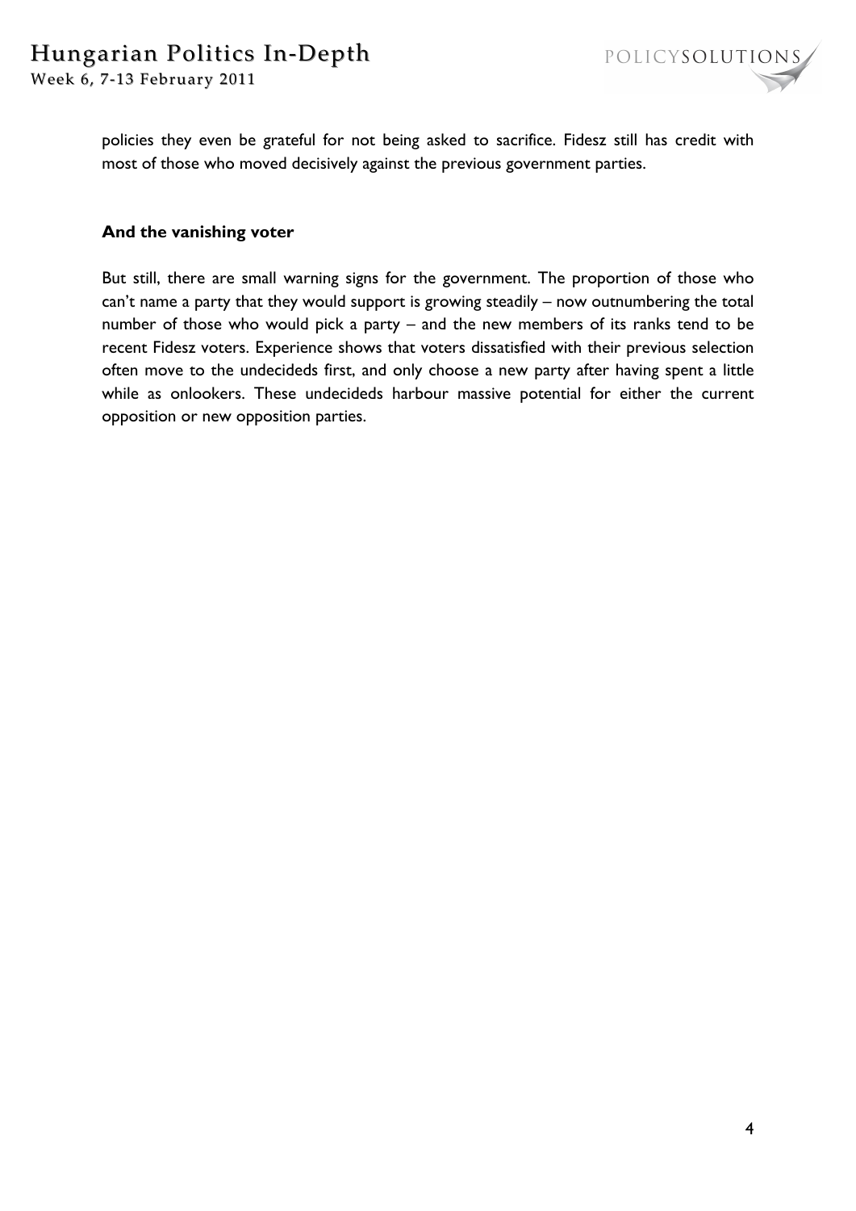policies they even be grateful for not being asked to sacrifice. Fidesz still has credit with most of those who moved decisively against the previous government parties.

### And the vanishing voter

But still, there are small warning signs for the government. The proportion of those who can't name a party that they would support is growing steadily – now outnumbering the total number of those who would pick a party – and the new members of its ranks tend to be recent Fidesz voters. Experience shows that voters dissatisfied with their previous selection often move to the undecideds first, and only choose a new party after having spent a little while as onlookers. These undecideds harbour massive potential for either the current opposition or new opposition parties.